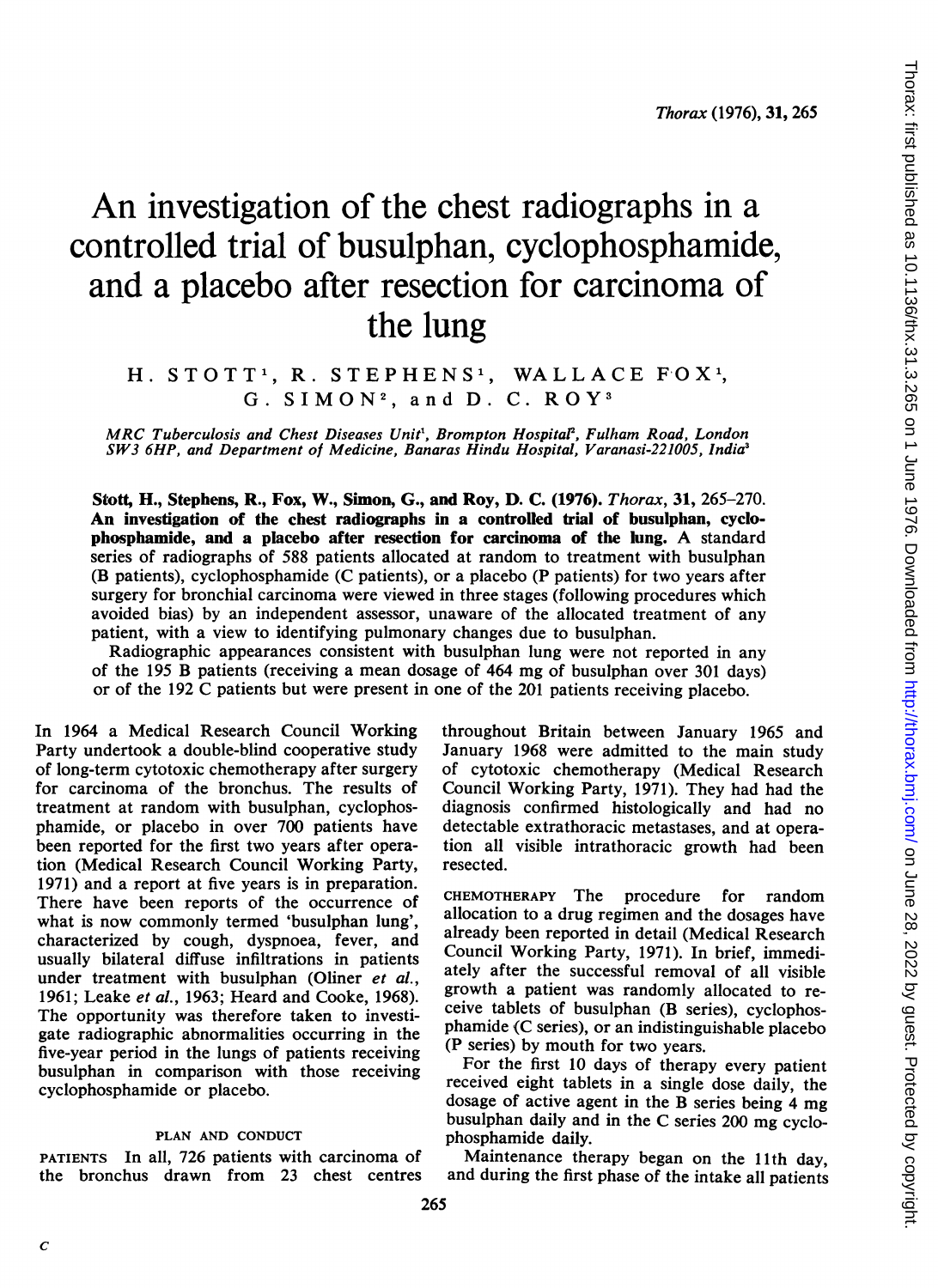# An investigation of the chest radiographs in a controlled trial of busulphan, cyclophosphamide, and a placebo after resection for carcinoma of the lung

H. STOTT[1], R. STEPHENS[1], WALLACE FOX[1], G. SIMON[2], and D. C. ROY[3]

*MRC Tuberculosis and Chest Diseases Unit*[1], *Brompton Hospital*[2], *Fulham Road, London SW3 6HP, and Department of Medicine, Banaras Hindu Hospital, Varanasi-221005, India*[3]

**Stott, H., Stephens, R., Fox, W., Simon, G., and Roy, D. C. (1976).** *Thorax*, **31**, 265–270. **An investigation of the chest radiographs in a controlled trial of busulphan, cyclophosphamide, and a placebo after resection for carcinoma of the lung.** A standard series of radiographs of 588 patients allocated at random to treatment with busulphan (B patients), cyclophosphamide (C patients), or a placebo (P patients) for two years after surgery for bronchial carcinoma were viewed in three stages (following procedures which avoided bias) by an independent assessor, unaware of the allocated treatment of any patient, with a view to identifying pulmonary changes due to busulphan.

Radiographic appearances consistent with busulphan lung were not reported in any of the 195 B patients (receiving a mean dosage of 464 mg of busulphan over 301 days) or of the 192 C patients but were present in one of the 201 patients receiving placebo.

In 1964 a Medical Research Council Working Party undertook a double-blind cooperative study of long-term cytotoxic chemotherapy after surgery for carcinoma of the bronchus. The results of treatment at random with busulphan, cyclophosphamide, or placebo in over 700 patients have been reported for the first two years after operation (Medical Research Council Working Party, 1971) and a report at five years is in preparation. There have been reports of the occurrence of what is now commonly termed 'busulphan lung', characterized by cough, dyspnoea, fever, and usually bilateral diffuse infiltrations in patients under treatment with busulphan (Oliner *et al.*, 1961; Leake *et al.*, 1963; Heard and Cooke, 1968). The opportunity was therefore taken to investigate radiographic abnormalities occurring in the five-year period in the lungs of patients receiving busulphan in comparison with those receiving cyclophosphamide or placebo.

## PLAN AND CONDUCT

PATIENTS In all, 726 patients with carcinoma of the bronchus drawn from 23 chest centres throughout Britain between January 1965 and January 1968 were admitted to the main study of cytotoxic chemotherapy (Medical Research Council Working Party, 1971). They had had the diagnosis confirmed histologically and had no detectable extrathoracic metastases, and at operation all visible intrathoracic growth had been resected.

CHEMOTHERAPY The procedure for random allocation to a drug regimen and the dosages have already been reported in detail (Medical Research Council Working Party, 1971). In brief, immediately after the successful removal of all visible growth a patient was randomly allocated to receive tablets of busulphan (B series), cyclophosphamide (C series), or an indistinguishable placebo (P series) by mouth for two years.

For the first 10 days of therapy every patient received eight tablets in a single dose daily, the dosage of active agent in the B series being 4 mg busulphan daily and in the C series 200 mg cyclophosphamide daily.

Maintenance therapy began on the 11th day, and during the first phase of the intake all patients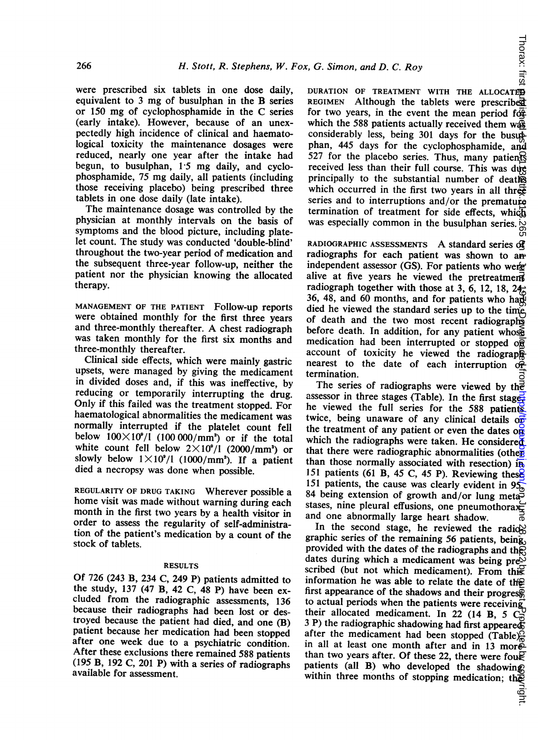were prescribed six tablets in one dose daily, equivalent to 3 mg of busulphan in the B series or 150 mg of cyclophosphamide in the C series (early intake). However, because of an unexpectedly high incidence of clinical and haematological toxicity the maintenance dosages were reduced, nearly one year after the intake had begun, to busulphan, 1·5 mg daily, and cyclophosphamide, 75 mg daily, all patients (including those receiving placebo) being prescribed three tablets in one dose daily (late intake).

The maintenance dosage was controlled by the physician at monthly intervals on the basis of symptoms and the blood picture, including platelet count. The study was conducted 'double-blind' throughout the two-year period of medication and the subsequent three-year follow-up, neither the patient nor the physician knowing the allocated therapy.

MANAGEMENT OF THE PATIENT Follow-up reports were obtained monthly for the first three years and three-monthly thereafter. A chest radiograph was taken monthly for the first six months and three-monthly thereafter.

Clinical side effects, which were mainly gastric upsets, were managed by giving the medicament in divided doses and, if this was ineffective, by reducing or temporarily interrupting the drug. Only if this failed was the treatment stopped. For haematological abnormalities the medicament was normally interrupted if the platelet count fell below $100 \times 10^9$/l (100 000/mm$^3$) or if the total white count fell below $2 \times 10^9$/l (2000/mm$^3$) or slowly below $1 \times 10^9$/l (1000/mm$^3$). If a patient died a necropsy was done when possible.

REGULARITY OF DRUG TAKING Wherever possible a home visit was made without warning during each month in the first two years by a health visitor in order to assess the regularity of self-administration of the patient's medication by a count of the stock of tablets.

## RESULTS

Of 726 (243 B, 234 C, 249 P) patients admitted to the study, 137 (47 B, 42 C, 48 P) have been excluded from the radiographic assessments, 136 because their radiographs had been lost or destroyed because the patient had died, and one (B) patient because her medication had been stopped after one week due to a psychiatric condition. After these exclusions there remained 588 patients (195 B, 192 C, 201 P) with a series of radiographs available for assessment.

DURATION OF TREATMENT WITH THE ALLOCATED REGIMEN Although the tablets were prescribed for two years, in the event the mean period for which the 588 patients actually received them was considerably less, being 301 days for the busulphan, 445 days for the cyclophosphamide, and 527 for the placebo series. Thus, many patients received less than their full course. This was due principally to the substantial number of deaths which occurred in the first two years in all three series and to interruptions and/or the premature termination of treatment for side effects, which was especially common in the busulphan series.

RADIOGRAPHIC ASSESSMENTS A standard series of radiographs for each patient was shown to an independent assessor (GS). For patients who were alive at five years he viewed the pretreatment radiograph together with those at 3, 6, 12, 18, 24, 36, 48, and 60 months, and for patients who had died he viewed the standard series up to the time of death and the two most recent radiographs before death. In addition, for any patient whose medication had been interrupted or stopped on account of toxicity he viewed the radiograph nearest to the date of each interruption or termination.

The series of radiographs were viewed by the assessor in three stages (Table). In the first stage he viewed the full series for the 588 patients twice, being unaware of any clinical details of the treatment of any patient or even the dates on which the radiographs were taken. He considered that there were radiographic abnormalities (other than those normally associated with resection) in 151 patients (61 B, 45 C, 45 P). Reviewing these 151 patients, the cause was clearly evident in 95, 84 being extension of growth and/or lung metastases, nine pleural effusions, one pneumothorax, and one abnormally large heart shadow.

In the second stage, he reviewed the radiographic series of the remaining 56 patients, being provided with the dates of the radiographs and the dates during which a medicament was being prescribed (but not which medicament). From this information he was able to relate the date of the first appearance of the shadows and their progress to actual periods when the patients were receiving their allocated medicament. In 22 (14 B, 5 C, 3 P) the radiographic shadowing had first appeared after the medicament had been stopped (Table), in all at least one month after and in 13 more than two years after. Of these 22, there were four patients (all B) who developed the shadowing within three months of stopping medication; the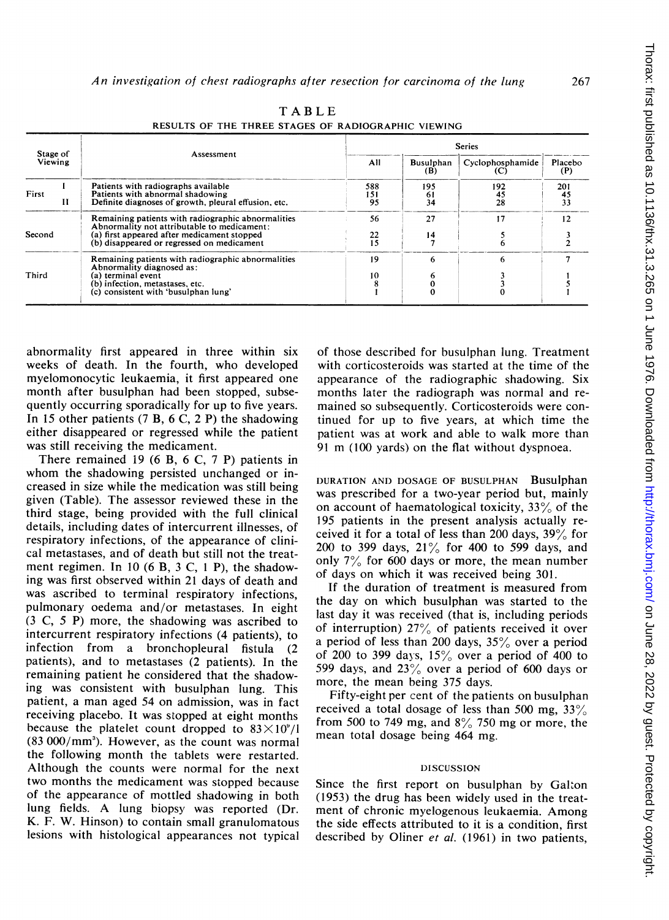TABLE

RESULTS OF THE THREE STAGES OF RADIOGRAPHIC VIEWING

| Stage of Viewing | | Assessment | Series | | | |
|---|---|---|---|---|---|---|
| | | | All | Busulphan (B) | Cyclophosphamide (C) | Placebo (P) |
| First | I | Patients with radiographs available | 588 | 195 | 192 | 201 |
| | | Patients with abnormal shadowing | 151 | 61 | 45 | 45 |
| | II | Definite diagnoses of growth, pleural effusion, etc. | 95 | 34 | 28 | 33 |
| Second | | Remaining patients with radiographic abnormalities | 56 | 27 | 17 | 12 |
| | | Abnormality not attributable to medicament: | | | | |
| | | (a) first appeared after medicament stopped | 22 | 14 | 5 | 3 |
| | | (b) disappeared or regressed on medicament | 15 | 7 | 6 | 2 |
| Third | | Remaining patients with radiographic abnormalities | 19 | 6 | 6 | 7 |
| | | Abnormality diagnosed as: | | | | |
| | | (a) terminal event | 10 | 6 | 3 | 1 |
| | | (b) infection, metastases, etc. | 8 | 0 | 3 | 5 |
| | | (c) consistent with 'busulphan lung' | 1 | 0 | 0 | 1 |

abnormality first appeared in three within six weeks of death. In the fourth, who developed myelomonocytic leukaemia, it first appeared one month after busulphan had been stopped, subsequently occurring sporadically for up to five years. In 15 other patients (7 B, 6 C, 2 P) the shadowing either disappeared or regressed while the patient was still receiving the medicament.

There remained 19 (6 B, 6 C, 7 P) patients in whom the shadowing persisted unchanged or increased in size while the medication was still being given (Table). The assessor reviewed these in the third stage, being provided with the full clinical details, including dates of intercurrent illnesses, of respiratory infections, of the appearance of clinical metastases, and of death but still not the treatment regimen. In 10 (6 B, 3 C, 1 P), the shadowing was first observed within 21 days of death and was ascribed to terminal respiratory infections, pulmonary oedema and/or metastases. In eight (3 C, 5 P) more, the shadowing was ascribed to intercurrent respiratory infections (4 patients), to infection from a bronchopleural fistula (2 patients), and to metastases (2 patients). In the remaining patient he considered that the shadowing was consistent with busulphan lung. This patient, a man aged 54 on admission, was in fact receiving placebo. It was stopped at eight months because the platelet count dropped to $83 \times 10^9$/l (83 000/mm$^3$). However, as the count was normal the following month the tablets were restarted. Although the counts were normal for the next two months the medicament was stopped because of the appearance of mottled shadowing in both lung fields. A lung biopsy was reported (Dr. K. F. W. Hinson) to contain small granulomatous lesions with histological appearances not typical of those described for busulphan lung. Treatment with corticosteroids was started at the time of the appearance of the radiographic shadowing. Six months later the radiograph was normal and remained so subsequently. Corticosteroids were continued for up to five years, at which time the patient was at work and able to walk more than 91 m (100 yards) on the flat without dyspnoea.

DURATION AND DOSAGE OF BUSULPHAN Busulphan was prescribed for a two-year period but, mainly on account of haematological toxicity, 33% of the 195 patients in the present analysis actually received it for a total of less than 200 days, 39% for 200 to 399 days, 21% for 400 to 599 days, and only 7% for 600 days or more, the mean number of days on which it was received being 301.

If the duration of treatment is measured from the day on which busulphan was started to the last day it was received (that is, including periods of interruption) 27% of patients received it over a period of less than 200 days, 35% over a period of 200 to 399 days, 15% over a period of 400 to 599 days, and 23% over a period of 600 days or more, the mean being 375 days.

Fifty-eight per cent of the patients on busulphan received a total dosage of less than 500 mg, 33% from 500 to 749 mg, and 8% 750 mg or more, the mean total dosage being 464 mg.

## DISCUSSION

Since the first report on busulphan by Galton (1953) the drug has been widely used in the treatment of chronic myelogenous leukaemia. Among the side effects attributed to it is a condition, first described by Oliner *et al.* (1961) in two patients,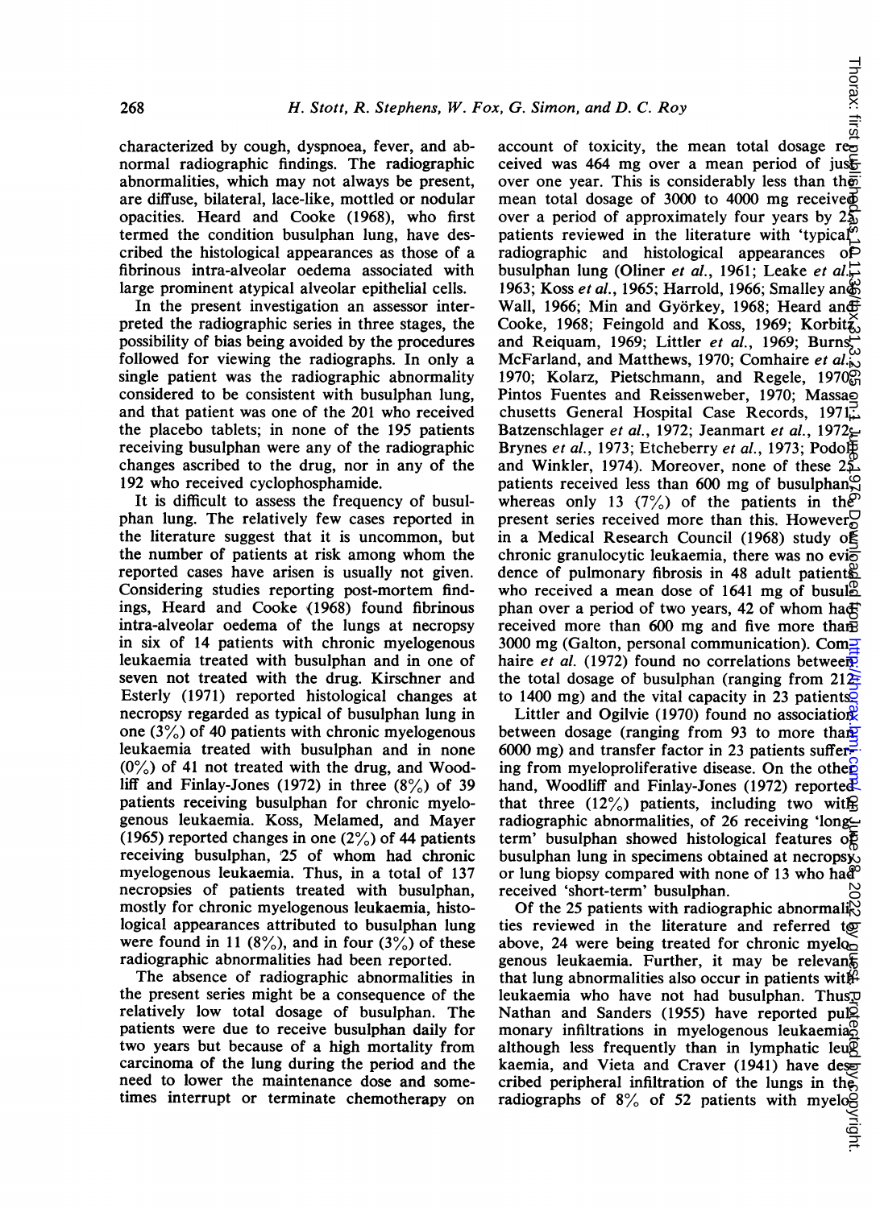characterized by cough, dyspnoea, fever, and abnormal radiographic findings. The radiographic abnormalities, which may not always be present, are diffuse, bilateral, lace-like, mottled or nodular opacities. Heard and Cooke (1968), who first termed the condition busulphan lung, have described the histological appearances as those of a fibrinous intra-alveolar oedema associated with large prominent atypical alveolar epithelial cells.

In the present investigation an assessor interpreted the radiographic series in three stages, the possibility of bias being avoided by the procedures followed for viewing the radiographs. In only a single patient was the radiographic abnormality considered to be consistent with busulphan lung, and that patient was one of the 201 who received the placebo tablets; in none of the 195 patients receiving busulphan were any of the radiographic changes ascribed to the drug, nor in any of the 192 who received cyclophosphamide.

It is difficult to assess the frequency of busulphan lung. The relatively few cases reported in the literature suggest that it is uncommon, but the number of patients at risk among whom the reported cases have arisen is usually not given. Considering studies reporting post-mortem findings, Heard and Cooke (1968) found fibrinous intra-alveolar oedema of the lungs at necropsy in six of 14 patients with chronic myelogenous leukaemia treated with busulphan and in one of seven not treated with the drug. Kirschner and Esterly (1971) reported histological changes at necropsy regarded as typical of busulphan lung in one (3%) of 40 patients with chronic myelogenous leukaemia treated with busulphan and in none (0%) of 41 not treated with the drug, and Woodliff and Finlay-Jones (1972) in three (8%) of 39 patients receiving busulphan for chronic myelogenous leukaemia. Koss, Melamed, and Mayer (1965) reported changes in one (2%) of 44 patients receiving busulphan, 25 of whom had chronic myelogenous leukaemia. Thus, in a total of 137 necropsies of patients treated with busulphan, mostly for chronic myelogenous leukaemia, histological appearances attributed to busulphan lung were found in 11 (8%), and in four (3%) of these radiographic abnormalities had been reported.

The absence of radiographic abnormalities in the present series might be a consequence of the relatively low total dosage of busulphan. The patients were due to receive busulphan daily for two years but because of a high mortality from carcinoma of the lung during the period and the need to lower the maintenance dose and sometimes interrupt or terminate chemotherapy on account of toxicity, the mean total dosage received was 464 mg over a mean period of just over one year. This is considerably less than the mean total dosage of 3000 to 4000 mg received over a period of approximately four years by 25 patients reviewed in the literature with 'typical' radiographic and histological appearances of busulphan lung (Oliner *et al.*, 1961; Leake *et al.*, 1963; Koss *et al.*, 1965; Harrold, 1966; Smalley and Wall, 1966; Min and Györkey, 1968; Heard and Cooke, 1968; Feingold and Koss, 1969; Korbitz and Reiquam, 1969; Littler *et al.*, 1969; Burns, McFarland, and Matthews, 1970; Comhaire *et al.*, 1970; Kolarz, Pietschmann, and Regele, 1970; Pintos Fuentes and Reissenweber, 1970; Massachusetts General Hospital Case Records, 1971; Batzenschlager *et al.*, 1972; Jeanmart *et al.*, 1972; Brynes *et al.*, 1973; Etcheberry *et al.*, 1973; Podoll and Winkler, 1974). Moreover, none of these 25 patients received less than 600 mg of busulphan, whereas only 13 (7%) of the patients in the present series received more than this. However, in a Medical Research Council (1968) study of chronic granulocytic leukaemia, there was no evidence of pulmonary fibrosis in 48 adult patients who received a mean dose of 1641 mg of busulphan over a period of two years, 42 of whom had received more than 600 mg and five more than 3000 mg (Galton, personal communication). Comhaire *et al.* (1972) found no correlations between the total dosage of busulphan (ranging from 212 to 1400 mg) and the vital capacity in 23 patients.

Littler and Ogilvie (1970) found no association between dosage (ranging from 93 to more than 6000 mg) and transfer factor in 23 patients suffering from myeloproliferative disease. On the other hand, Woodliff and Finlay-Jones (1972) reported that three (12%) patients, including two with radiographic abnormalities, of 26 receiving 'long-term' busulphan showed histological features of busulphan lung in specimens obtained at necropsy or lung biopsy compared with none of 13 who had received 'short-term' busulphan.

Of the 25 patients with radiographic abnormalities reviewed in the literature and referred to above, 24 were being treated for chronic myelogenous leukaemia. Further, it may be relevant that lung abnormalities also occur in patients with leukaemia who have not had busulphan. Thus, Nathan and Sanders (1955) have reported pulmonary infiltrations in myelogenous leukaemia, although less frequently than in lymphatic leukaemia, and Vieta and Craver (1941) have described peripheral infiltration of the lungs in the radiographs of 8% of 52 patients with myelo-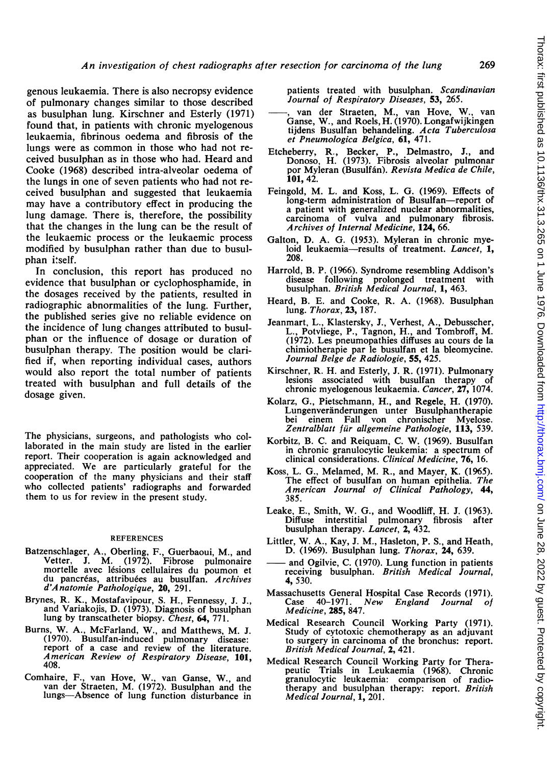genous leukaemia. There is also necropsy evidence of pulmonary changes similar to those described as busulphan lung. Kirschner and Esterly (1971) found that, in patients with chronic myelogenous leukaemia, fibrinous oedema and fibrosis of the lungs were as common in those who had not received busulphan as in those who had. Heard and Cooke (1968) described intra-alveolar oedema of the lungs in one of seven patients who had not received busulphan and suggested that leukaemia may have a contributory effect in producing the lung damage. There is, therefore, the possibility that the changes in the lung can be the result of the leukaemic process or the leukaemic process modified by busulphan rather than due to busulphan itself.

In conclusion, this report has produced no evidence that busulphan or cyclophosphamide, in the dosages received by the patients, resulted in radiographic abnormalities of the lung. Further, the published series give no reliable evidence on the incidence of lung changes attributed to busulphan or the influence of dosage or duration of busulphan therapy. The position would be clarified if, when reporting individual cases, authors would also report the total number of patients treated with busulphan and full details of the dosage given.

The physicians, surgeons, and pathologists who collaborated in the main study are listed in the earlier report. Their cooperation is again acknowledged and appreciated. We are particularly grateful for the cooperation of the many physicians and their staff who collected patients' radiographs and forwarded them to us for review in the present study.

## REFERENCES

Batzenschlager, A., Oberling, F., Guerbaoui, M., and Vetter, J. M. (1972). Fibrose pulmonaire mortelle avec lésions cellulaires du poumon et du pancréas, attribuées au busulfan. *Archives d'Anatomie Pathologique*, **20**, 291.

Brynes, R. K., Mostafavipour, S. H., Fennessy, J. J., and Variakojis, D. (1973). Diagnosis of busulphan lung by transcatheter biopsy. *Chest*, **64**, 771.

Burns, W. A., McFarland, W., and Matthews, M. J. (1970). Busulfan-induced pulmonary disease: report of a case and review of the literature. *American Review of Respiratory Disease*, **101**, 408.

Comhaire, F., van Hove, W., van Ganse, W., and van der Straeten, M. (1972). Busulphan and the lungs—Absence of lung function disturbance in patients treated with busulphan. *Scandinavian Journal of Respiratory Diseases*, **53**, 265.

——, van der Straeten, M., van Hove, W., van Ganse, W., and Roels, H. (1970). Longafwijkingen tijdens Busulfan behandeling. *Acta Tuberculosa et Pneumologica Belgica*, **61**, 471.

Etcheberry, R., Becker, P., Delmastro, J., and Donoso, H. (1973). Fibrosis alveolar pulmonar por Myleran (Busulfán). *Revista Medica de Chile*, **101**, 42.

Feingold, M. L. and Koss, L. G. (1969). Effects of long-term administration of Busulfan—report of a patient with generalized nuclear abnormalities, carcinoma of vulva and pulmonary fibrosis. *Archives of Internal Medicine*, **124**, 66.

Galton, D. A. G. (1953). Myleran in chronic myeloid leukaemia—results of treatment. *Lancet*, **1**, 208.

Harrold, B. P. (1966). Syndrome resembling Addison's disease following prolonged treatment with busulphan. *British Medical Journal*, **1**, 463.

Heard, B. E. and Cooke, R. A. (1968). Busulphan lung. *Thorax*, **23**, 187.

Jeanmart, L., Klastersky, J., Verhest, A., Debusscher, L., Potvliege, P., Tagnon, H., and Tombroff, M. (1972). Les pneumopathies diffuses au cours de la chimiotherapie par le busulfan et la bleomycine. *Journal Belge de Radiologie*, **55**, 425.

Kirschner, R. H. and Esterly, J. R. (1971). Pulmonary lesions associated with busulfan therapy of chronic myelogenous leukaemia. *Cancer*, **27**, 1074.

Kolarz, G., Pietschmann, H., and Regele, H. (1970). Lungenveränderungen unter Busulphantherapie bei einem Fall von chronischer Myelose. *Zentralblatt für allgemeine Pathologie*, **113**, 539.

Korbitz, B. C. and Reiquam, C. W. (1969). Busulfan in chronic granulocytic leukemia: a spectrum of clinical considerations. *Clinical Medicine*, **76**, 16.

Koss, L. G., Melamed, M. R., and Mayer, K. (1965). The effect of busulfan on human epithelia. *The American Journal of Clinical Pathology*, **44**, 385.

Leake, E., Smith, W. G., and Woodliff, H. J. (1963). Diffuse interstitial pulmonary fibrosis after busulphan therapy. *Lancet*, **2**, 432.

Littler, W. A., Kay, J. M., Hasleton, P. S., and Heath, D. (1969). Busulphan lung. *Thorax*, **24**, 639.

—— and Ogilvie, C. (1970). Lung function in patients receiving busulphan. *British Medical Journal*, **4**, 530.

Massachusetts General Hospital Case Records (1971). Case 40-1971. *New England Journal of Medicine*, **285**, 847.

Medical Research Council Working Party (1971). Study of cytotoxic chemotherapy as an adjuvant to surgery in carcinoma of the bronchus: report. *British Medical Journal*, **2**, 421.

Medical Research Council Working Party for Therapeutic Trials in Leukaemia (1968). Chronic granulocytic leukaemia: comparison of radiotherapy and busulphan therapy: report. *British Medical Journal*, **1**, 201.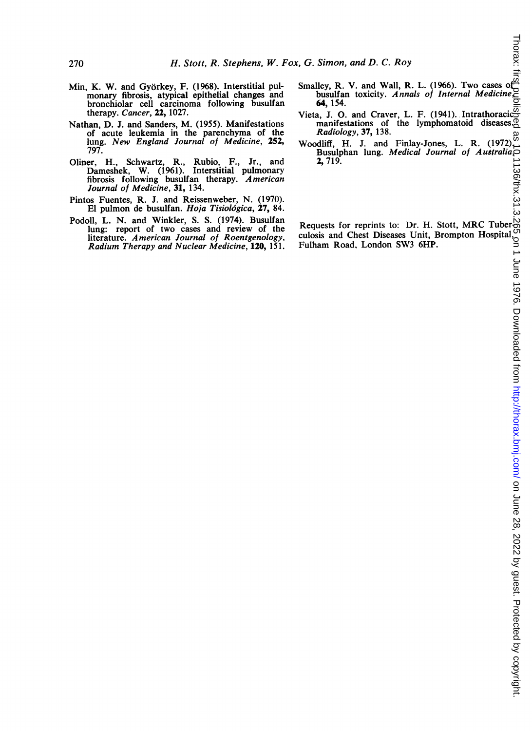Min, K. W. and Györkey, F. (1968). Interstitial pulmonary fibrosis, atypical epithelial changes and bronchiolar cell carcinoma following busulfan therapy. *Cancer*, **22**, 1027.

Nathan, D. J. and Sanders, M. (1955). Manifestations of acute leukemia in the parenchyma of the lung. *New England Journal of Medicine*, **252**, 797.

Oliner, H., Schwartz, R., Rubio, F., Jr., and Dameshek, W. (1961). Interstitial pulmonary fibrosis following busulfan therapy. *American Journal of Medicine*, **31**, 134.

Pintos Fuentes, R. J. and Reissenweber, N. (1970). El pulmon de busulfan. *Hoja Tisiológica*, **27**, 84.

Podoll, L. N. and Winkler, S. S. (1974). Busulfan lung: report of two cases and review of the literature. *American Journal of Roentgenology, Radium Therapy and Nuclear Medicine*, **120**, 151.

Smalley, R. V. and Wall, R. L. (1966). Two cases of busulfan toxicity. *Annals of Internal Medicine*, **64**, 154.

Vieta, J. O. and Craver, L. F. (1941). Intrathoracic manifestations of the lymphomatoid diseases. *Radiology*, **37**, 138.

Woodliff, H. J. and Finlay-Jones, L. R. (1972). Busulphan lung. *Medical Journal of Australia*, **2**, 719.

Requests for reprints to: Dr. H. Stott, MRC Tuberculosis and Chest Diseases Unit, Brompton Hospital, Fulham Road, London SW3 6HP.